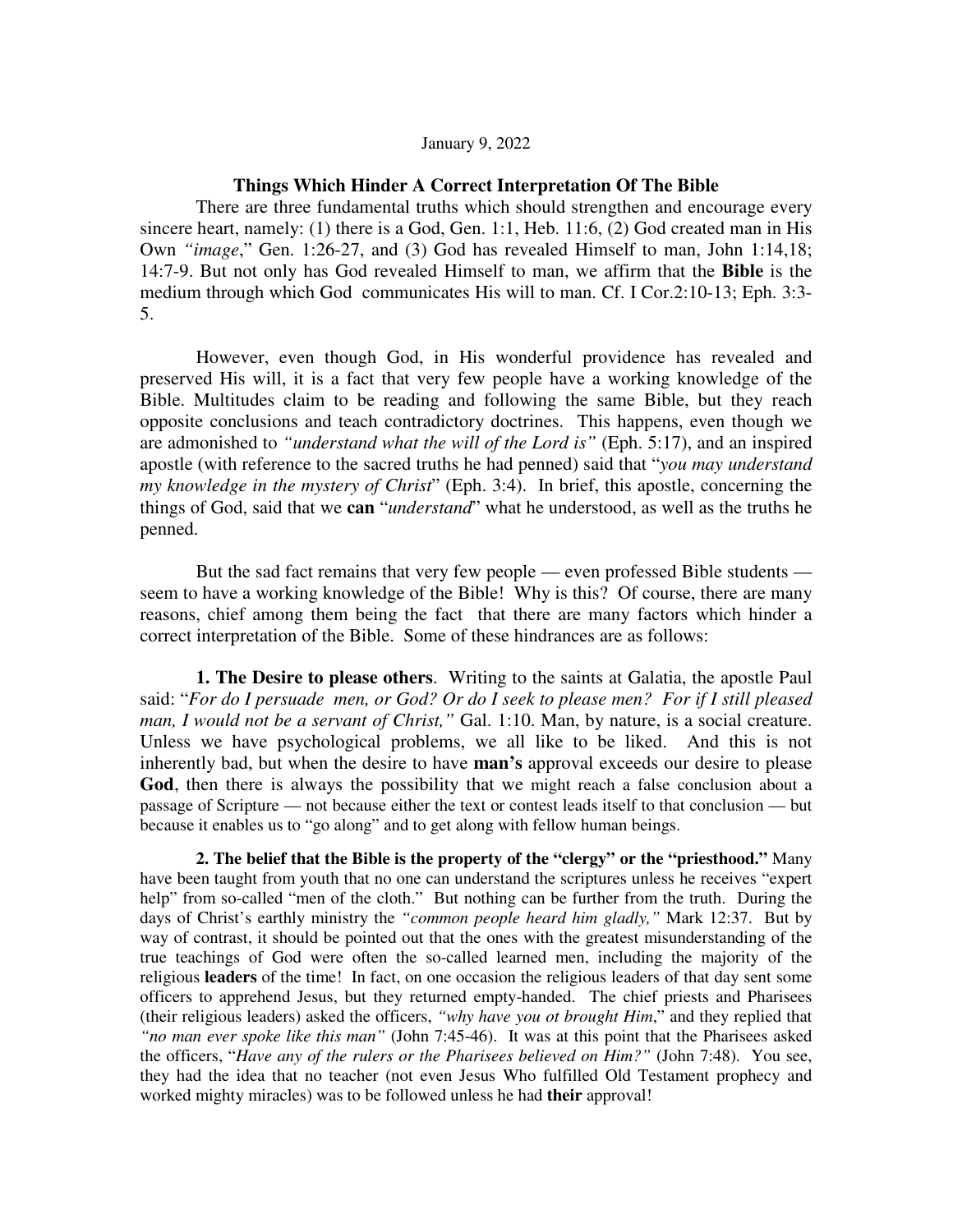January 9, 2022

## Things Which Hinder A Correct Interpretation Of The Bible

There are three fundamental truths which should strengthen and encourage every sincere heart, namely: (1) there is a God, Gen. 1:1, Heb. 11:6, (2) God created man in His Own *"image*," Gen. 1:26-27, and (3) God has revealed Himself to man, John 1:14,18; 14:7-9. But not only has God revealed Himself to man, we affirm that the **Bible** is the medium through which God communicates His will to man. Cf. I Cor.2:10-13; Eph. 3:3-5.

However, even though God, in His wonderful providence has revealed and preserved His will, it is a fact that very few people have a working knowledge of the Bible. Multitudes claim to be reading and following the same Bible, but they reach opposite conclusions and teach contradictory doctrines. This happens, even though we are admonished to *"understand what the will of the Lord is"* (Eph. 5:17), and an inspired apostle (with reference to the sacred truths he had penned) said that "*you may understand my knowledge in the mystery of Christ*" (Eph. 3:4). In brief, this apostle, concerning the things of God, said that we **can** "*understand*" what he understood, as well as the truths he penned.

But the sad fact remains that very few people — even professed Bible students — seem to have a working knowledge of the Bible! Why is this? Of course, there are many reasons, chief among them being the fact that there are many factors which hinder a correct interpretation of the Bible. Some of these hindrances are as follows:

**1. The Desire to please others**. Writing to the saints at Galatia, the apostle Paul said: "*For do I persuade men, or God? Or do I seek to please men? For if I still pleased man, I would not be a servant of Christ,"* Gal. 1:10. Man, by nature, is a social creature. Unless we have psychological problems, we all like to be liked. And this is not inherently bad, but when the desire to have **man's** approval exceeds our desire to please **God**, then there is always the possibility that we might reach a false conclusion about a passage of Scripture — not because either the text or contest leads itself to that conclusion — but because it enables us to "go along" and to get along with fellow human beings.

**2. The belief that the Bible is the property of the "clergy" or the "priesthood."** Many have been taught from youth that no one can understand the scriptures unless he receives "expert help" from so-called "men of the cloth." But nothing can be further from the truth. During the days of Christ's earthly ministry the *"common people heard him gladly,"* Mark 12:37. But by way of contrast, it should be pointed out that the ones with the greatest misunderstanding of the true teachings of God were often the so-called learned men, including the majority of the religious **leaders** of the time! In fact, on one occasion the religious leaders of that day sent some officers to apprehend Jesus, but they returned empty-handed. The chief priests and Pharisees (their religious leaders) asked the officers, *"why have you ot brought Him*," and they replied that *"no man ever spoke like this man"* (John 7:45-46). It was at this point that the Pharisees asked the officers, "*Have any of the rulers or the Pharisees believed on Him?"* (John 7:48). You see, they had the idea that no teacher (not even Jesus Who fulfilled Old Testament prophecy and worked mighty miracles) was to be followed unless he had **their** approval!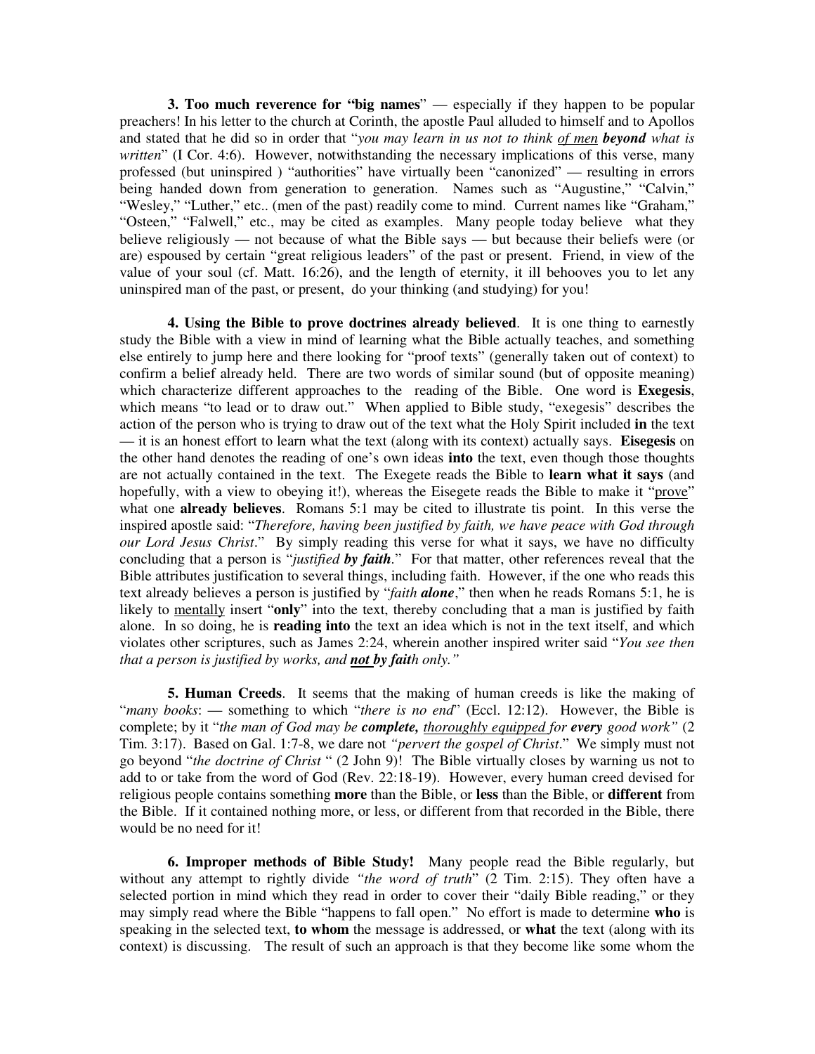**3. Too much reverence for "big names**" — especially if they happen to be popular preachers! In his letter to the church at Corinth, the apostle Paul alluded to himself and to Apollos and stated that he did so in order that "*you may learn in us not to think <u>of men</u>* ***beyond*** *what is written*" (I Cor. 4:6). However, notwithstanding the necessary implications of this verse, many professed (but uninspired ) "authorities" have virtually been "canonized" — resulting in errors being handed down from generation to generation. Names such as "Augustine," "Calvin," "Wesley," "Luther," etc.. (men of the past) readily come to mind. Current names like "Graham," "Osteen," "Falwell," etc., may be cited as examples. Many people today believe what they believe religiously — not because of what the Bible says — but because their beliefs were (or are) espoused by certain "great religious leaders" of the past or present. Friend, in view of the value of your soul (cf. Matt. 16:26), and the length of eternity, it ill behooves you to let any uninspired man of the past, or present, do your thinking (and studying) for you!

**4. Using the Bible to prove doctrines already believed**. It is one thing to earnestly study the Bible with a view in mind of learning what the Bible actually teaches, and something else entirely to jump here and there looking for "proof texts" (generally taken out of context) to confirm a belief already held. There are two words of similar sound (but of opposite meaning) which characterize different approaches to the reading of the Bible. One word is **Exegesis**, which means "to lead or to draw out." When applied to Bible study, "exegesis" describes the action of the person who is trying to draw out of the text what the Holy Spirit included **in** the text — it is an honest effort to learn what the text (along with its context) actually says. **Eisegesis** on the other hand denotes the reading of one's own ideas **into** the text, even though those thoughts are not actually contained in the text. The Exegete reads the Bible to **learn what it says** (and hopefully, with a view to obeying it!), whereas the Eisegete reads the Bible to make it "<u>prove</u>" what one **already believes**. Romans 5:1 may be cited to illustrate tis point. In this verse the inspired apostle said: "*Therefore, having been justified by faith, we have peace with God through our Lord Jesus Christ*." By simply reading this verse for what it says, we have no difficulty concluding that a person is "*justified* ***by faith***." For that matter, other references reveal that the Bible attributes justification to several things, including faith. However, if the one who reads this text already believes a person is justified by "*faith* ***alone***," then when he reads Romans 5:1, he is likely to <u>mentally</u> insert "**only**" into the text, thereby concluding that a man is justified by faith alone. In so doing, he is **reading into** the text an idea which is not in the text itself, and which violates other scriptures, such as James 2:24, wherein another inspired writer said "*You see then that a person is justified by works, and* ***<u>not</u> by fait****h only."*

**5. Human Creeds**. It seems that the making of human creeds is like the making of "*many books*: — something to which "*there is no end*" (Eccl. 12:12). However, the Bible is complete; by it "*the man of God may be* ***complete,*** *<u>thoroughly equipped</u> for* ***every*** *good work"* (2 Tim. 3:17). Based on Gal. 1:7-8, we dare not *"pervert the gospel of Christ*." We simply must not go beyond "*the doctrine of Christ* " (2 John 9)! The Bible virtually closes by warning us not to add to or take from the word of God (Rev. 22:18-19). However, every human creed devised for religious people contains something **more** than the Bible, or **less** than the Bible, or **different** from the Bible. If it contained nothing more, or less, or different from that recorded in the Bible, there would be no need for it!

**6. Improper methods of Bible Study!** Many people read the Bible regularly, but without any attempt to rightly divide *"the word of truth*" (2 Tim. 2:15). They often have a selected portion in mind which they read in order to cover their "daily Bible reading," or they may simply read where the Bible "happens to fall open." No effort is made to determine **who** is speaking in the selected text, **to whom** the message is addressed, or **what** the text (along with its context) is discussing. The result of such an approach is that they become like some whom the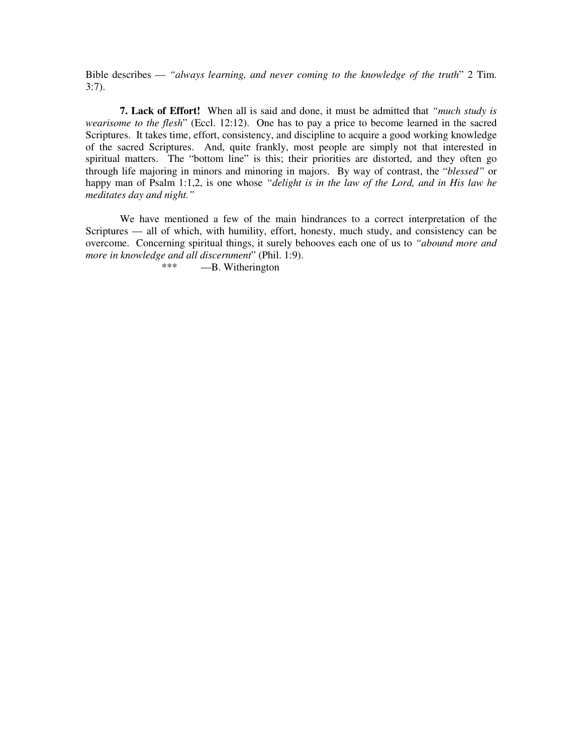Bible describes — *"always learning, and never coming to the knowledge of the truth*" 2 Tim. 3:7).

**7. Lack of Effort!** When all is said and done, it must be admitted that *"much study is wearisome to the flesh*" (Eccl. 12:12). One has to pay a price to become learned in the sacred Scriptures. It takes time, effort, consistency, and discipline to acquire a good working knowledge of the sacred Scriptures. And, quite frankly, most people are simply not that interested in spiritual matters. The "bottom line" is this; their priorities are distorted, and they often go through life majoring in minors and minoring in majors. By way of contrast, the "*blessed"* or happy man of Psalm 1:1,2, is one whose *"delight is in the law of the Lord, and in His law he meditates day and night."*

We have mentioned a few of the main hindrances to a correct interpretation of the Scriptures — all of which, with humility, effort, honesty, much study, and consistency can be overcome. Concerning spiritual things, it surely behooves each one of us to *"abound more and more in knowledge and all discernment*" (Phil. 1:9).

*** —B. Witherington